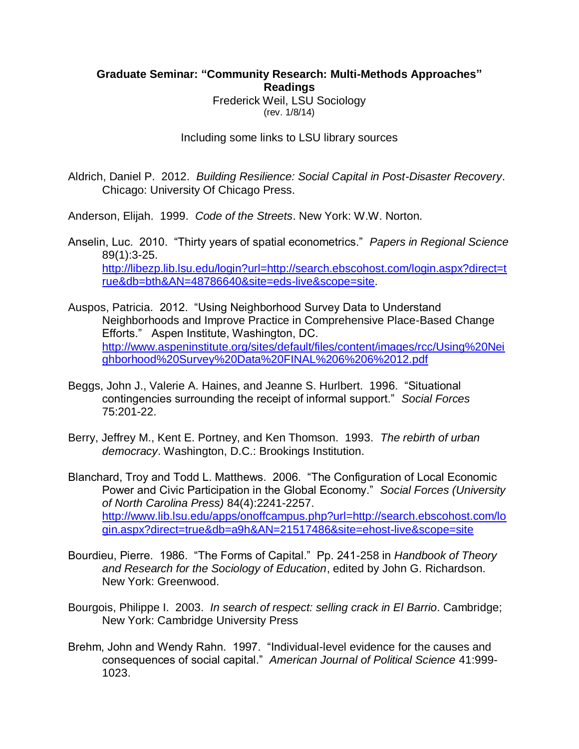**Graduate Seminar: "Community Research: Multi-Methods Approaches"**
**Readings**
Frederick Weil, LSU Sociology
(rev. 1/8/14)

Including some links to LSU library sources

Aldrich, Daniel P. 2012. *Building Resilience: Social Capital in Post-Disaster Recovery*. Chicago: University Of Chicago Press.

Anderson, Elijah. 1999. *Code of the Streets*. New York: W.W. Norton.

Anselin, Luc. 2010. "Thirty years of spatial econometrics." *Papers in Regional Science* 89(1):3-25. http://libezp.lib.lsu.edu/login?url=http://search.ebscohost.com/login.aspx?direct=true&db=bth&AN=48786640&site=eds-live&scope=site.

Auspos, Patricia. 2012. "Using Neighborhood Survey Data to Understand Neighborhoods and Improve Practice in Comprehensive Place-Based Change Efforts." Aspen Institute, Washington, DC. http://www.aspeninstitute.org/sites/default/files/content/images/rcc/Using%20Neighborhood%20Survey%20Data%20FINAL%206%206%2012.pdf

Beggs, John J., Valerie A. Haines, and Jeanne S. Hurlbert. 1996. "Situational contingencies surrounding the receipt of informal support." *Social Forces* 75:201-22.

Berry, Jeffrey M., Kent E. Portney, and Ken Thomson. 1993. *The rebirth of urban democracy*. Washington, D.C.: Brookings Institution.

Blanchard, Troy and Todd L. Matthews. 2006. "The Configuration of Local Economic Power and Civic Participation in the Global Economy." *Social Forces (University of North Carolina Press)* 84(4):2241-2257. http://www.lib.lsu.edu/apps/onoffcampus.php?url=http://search.ebscohost.com/login.aspx?direct=true&db=a9h&AN=21517486&site=ehost-live&scope=site

Bourdieu, Pierre. 1986. "The Forms of Capital." Pp. 241-258 in *Handbook of Theory and Research for the Sociology of Education*, edited by John G. Richardson. New York: Greenwood.

Bourgois, Philippe I. 2003. *In search of respect: selling crack in El Barrio*. Cambridge; New York: Cambridge University Press

Brehm, John and Wendy Rahn. 1997. "Individual-level evidence for the causes and consequences of social capital." *American Journal of Political Science* 41:999-1023.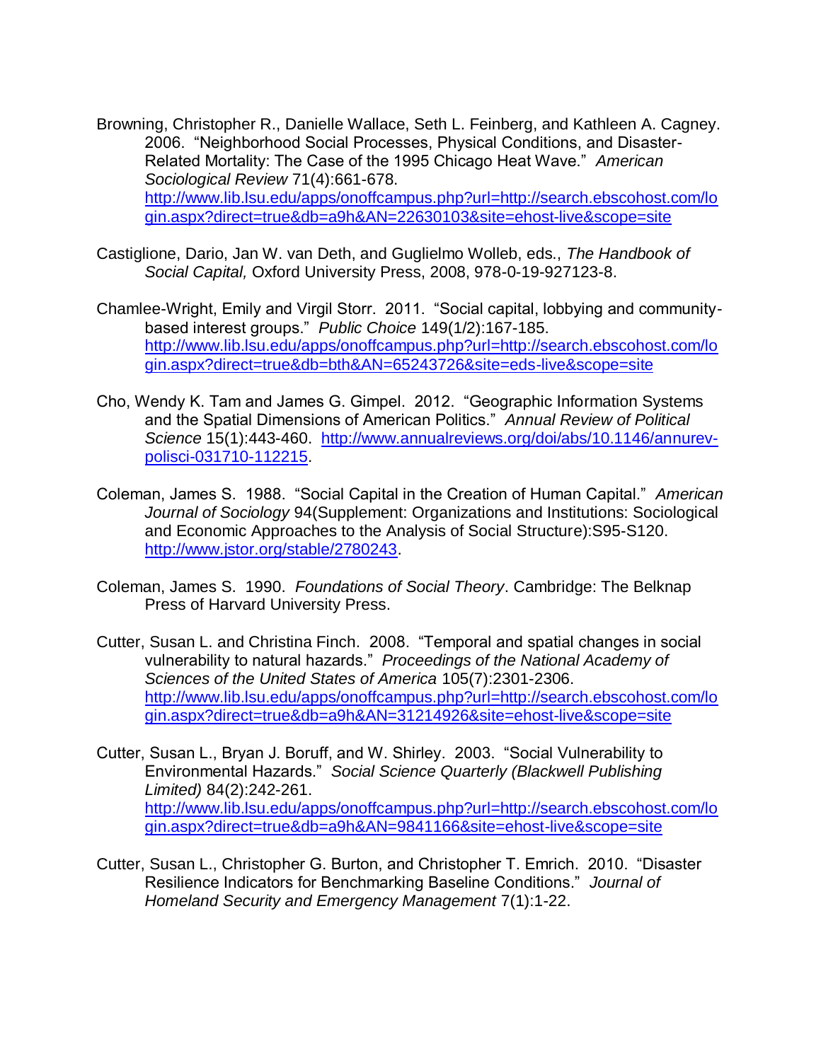Browning, Christopher R., Danielle Wallace, Seth L. Feinberg, and Kathleen A. Cagney. 2006. "Neighborhood Social Processes, Physical Conditions, and Disaster-Related Mortality: The Case of the 1995 Chicago Heat Wave." *American Sociological Review* 71(4):661-678. http://www.lib.lsu.edu/apps/onoffcampus.php?url=http://search.ebscohost.com/login.aspx?direct=true&db=a9h&AN=22630103&site=ehost-live&scope=site

Castiglione, Dario, Jan W. van Deth, and Guglielmo Wolleb, eds., *The Handbook of Social Capital,* Oxford University Press, 2008, 978-0-19-927123-8.

Chamlee-Wright, Emily and Virgil Storr. 2011. "Social capital, lobbying and community-based interest groups." *Public Choice* 149(1/2):167-185. http://www.lib.lsu.edu/apps/onoffcampus.php?url=http://search.ebscohost.com/login.aspx?direct=true&db=bth&AN=65243726&site=eds-live&scope=site

Cho, Wendy K. Tam and James G. Gimpel. 2012. "Geographic Information Systems and the Spatial Dimensions of American Politics." *Annual Review of Political Science* 15(1):443-460. http://www.annualreviews.org/doi/abs/10.1146/annurev-polisci-031710-112215.

Coleman, James S. 1988. "Social Capital in the Creation of Human Capital." *American Journal of Sociology* 94(Supplement: Organizations and Institutions: Sociological and Economic Approaches to the Analysis of Social Structure):S95-S120. http://www.jstor.org/stable/2780243.

Coleman, James S. 1990. *Foundations of Social Theory*. Cambridge: The Belknap Press of Harvard University Press.

Cutter, Susan L. and Christina Finch. 2008. "Temporal and spatial changes in social vulnerability to natural hazards." *Proceedings of the National Academy of Sciences of the United States of America* 105(7):2301-2306. http://www.lib.lsu.edu/apps/onoffcampus.php?url=http://search.ebscohost.com/login.aspx?direct=true&db=a9h&AN=31214926&site=ehost-live&scope=site

Cutter, Susan L., Bryan J. Boruff, and W. Shirley. 2003. "Social Vulnerability to Environmental Hazards." *Social Science Quarterly (Blackwell Publishing Limited)* 84(2):242-261. http://www.lib.lsu.edu/apps/onoffcampus.php?url=http://search.ebscohost.com/login.aspx?direct=true&db=a9h&AN=9841166&site=ehost-live&scope=site

Cutter, Susan L., Christopher G. Burton, and Christopher T. Emrich. 2010. "Disaster Resilience Indicators for Benchmarking Baseline Conditions." *Journal of Homeland Security and Emergency Management* 7(1):1-22.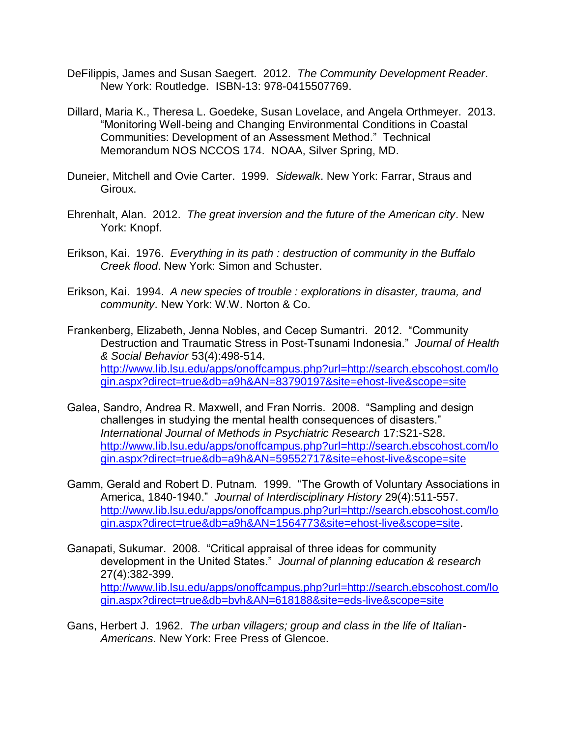DeFilippis, James and Susan Saegert. 2012. *The Community Development Reader*. New York: Routledge. ISBN-13: 978-0415507769.

Dillard, Maria K., Theresa L. Goedeke, Susan Lovelace, and Angela Orthmeyer. 2013. "Monitoring Well-being and Changing Environmental Conditions in Coastal Communities: Development of an Assessment Method." Technical Memorandum NOS NCCOS 174. NOAA, Silver Spring, MD.

Duneier, Mitchell and Ovie Carter. 1999. *Sidewalk*. New York: Farrar, Straus and Giroux.

Ehrenhalt, Alan. 2012. *The great inversion and the future of the American city*. New York: Knopf.

Erikson, Kai. 1976. *Everything in its path : destruction of community in the Buffalo Creek flood*. New York: Simon and Schuster.

Erikson, Kai. 1994. *A new species of trouble : explorations in disaster, trauma, and community*. New York: W.W. Norton & Co.

Frankenberg, Elizabeth, Jenna Nobles, and Cecep Sumantri. 2012. "Community Destruction and Traumatic Stress in Post-Tsunami Indonesia." *Journal of Health & Social Behavior* 53(4):498-514. http://www.lib.lsu.edu/apps/onoffcampus.php?url=http://search.ebscohost.com/login.aspx?direct=true&db=a9h&AN=83790197&site=ehost-live&scope=site

Galea, Sandro, Andrea R. Maxwell, and Fran Norris. 2008. "Sampling and design challenges in studying the mental health consequences of disasters." *International Journal of Methods in Psychiatric Research* 17:S21-S28. http://www.lib.lsu.edu/apps/onoffcampus.php?url=http://search.ebscohost.com/login.aspx?direct=true&db=a9h&AN=59552717&site=ehost-live&scope=site

Gamm, Gerald and Robert D. Putnam. 1999. "The Growth of Voluntary Associations in America, 1840-1940." *Journal of Interdisciplinary History* 29(4):511-557. http://www.lib.lsu.edu/apps/onoffcampus.php?url=http://search.ebscohost.com/login.aspx?direct=true&db=a9h&AN=1564773&site=ehost-live&scope=site.

Ganapati, Sukumar. 2008. "Critical appraisal of three ideas for community development in the United States." *Journal of planning education & research* 27(4):382-399. http://www.lib.lsu.edu/apps/onoffcampus.php?url=http://search.ebscohost.com/login.aspx?direct=true&db=bvh&AN=618188&site=eds-live&scope=site

Gans, Herbert J. 1962. *The urban villagers; group and class in the life of Italian-Americans*. New York: Free Press of Glencoe.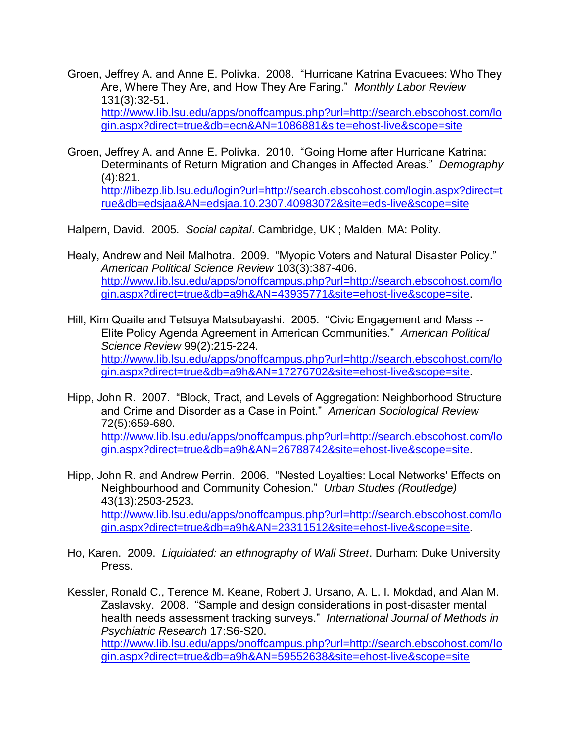Groen, Jeffrey A. and Anne E. Polivka. 2008. "Hurricane Katrina Evacuees: Who They Are, Where They Are, and How They Are Faring." *Monthly Labor Review* 131(3):32-51. http://www.lib.lsu.edu/apps/onoffcampus.php?url=http://search.ebscohost.com/login.aspx?direct=true&db=ecn&AN=1086881&site=ehost-live&scope=site

Groen, Jeffrey A. and Anne E. Polivka. 2010. "Going Home after Hurricane Katrina: Determinants of Return Migration and Changes in Affected Areas." *Demography* (4):821. http://libezp.lib.lsu.edu/login?url=http://search.ebscohost.com/login.aspx?direct=true&db=edsjaa&AN=edsjaa.10.2307.40983072&site=eds-live&scope=site

Halpern, David. 2005. *Social capital*. Cambridge, UK ; Malden, MA: Polity.

Healy, Andrew and Neil Malhotra. 2009. "Myopic Voters and Natural Disaster Policy." *American Political Science Review* 103(3):387-406. http://www.lib.lsu.edu/apps/onoffcampus.php?url=http://search.ebscohost.com/login.aspx?direct=true&db=a9h&AN=43935771&site=ehost-live&scope=site.

Hill, Kim Quaile and Tetsuya Matsubayashi. 2005. "Civic Engagement and Mass -- Elite Policy Agenda Agreement in American Communities." *American Political Science Review* 99(2):215-224. http://www.lib.lsu.edu/apps/onoffcampus.php?url=http://search.ebscohost.com/login.aspx?direct=true&db=a9h&AN=17276702&site=ehost-live&scope=site.

Hipp, John R. 2007. "Block, Tract, and Levels of Aggregation: Neighborhood Structure and Crime and Disorder as a Case in Point." *American Sociological Review* 72(5):659-680. http://www.lib.lsu.edu/apps/onoffcampus.php?url=http://search.ebscohost.com/login.aspx?direct=true&db=a9h&AN=26788742&site=ehost-live&scope=site.

Hipp, John R. and Andrew Perrin. 2006. "Nested Loyalties: Local Networks' Effects on Neighbourhood and Community Cohesion." *Urban Studies (Routledge)* 43(13):2503-2523. http://www.lib.lsu.edu/apps/onoffcampus.php?url=http://search.ebscohost.com/login.aspx?direct=true&db=a9h&AN=23311512&site=ehost-live&scope=site.

Ho, Karen. 2009. *Liquidated: an ethnography of Wall Street*. Durham: Duke University Press.

Kessler, Ronald C., Terence M. Keane, Robert J. Ursano, A. L. I. Mokdad, and Alan M. Zaslavsky. 2008. "Sample and design considerations in post-disaster mental health needs assessment tracking surveys." *International Journal of Methods in Psychiatric Research* 17:S6-S20. http://www.lib.lsu.edu/apps/onoffcampus.php?url=http://search.ebscohost.com/login.aspx?direct=true&db=a9h&AN=59552638&site=ehost-live&scope=site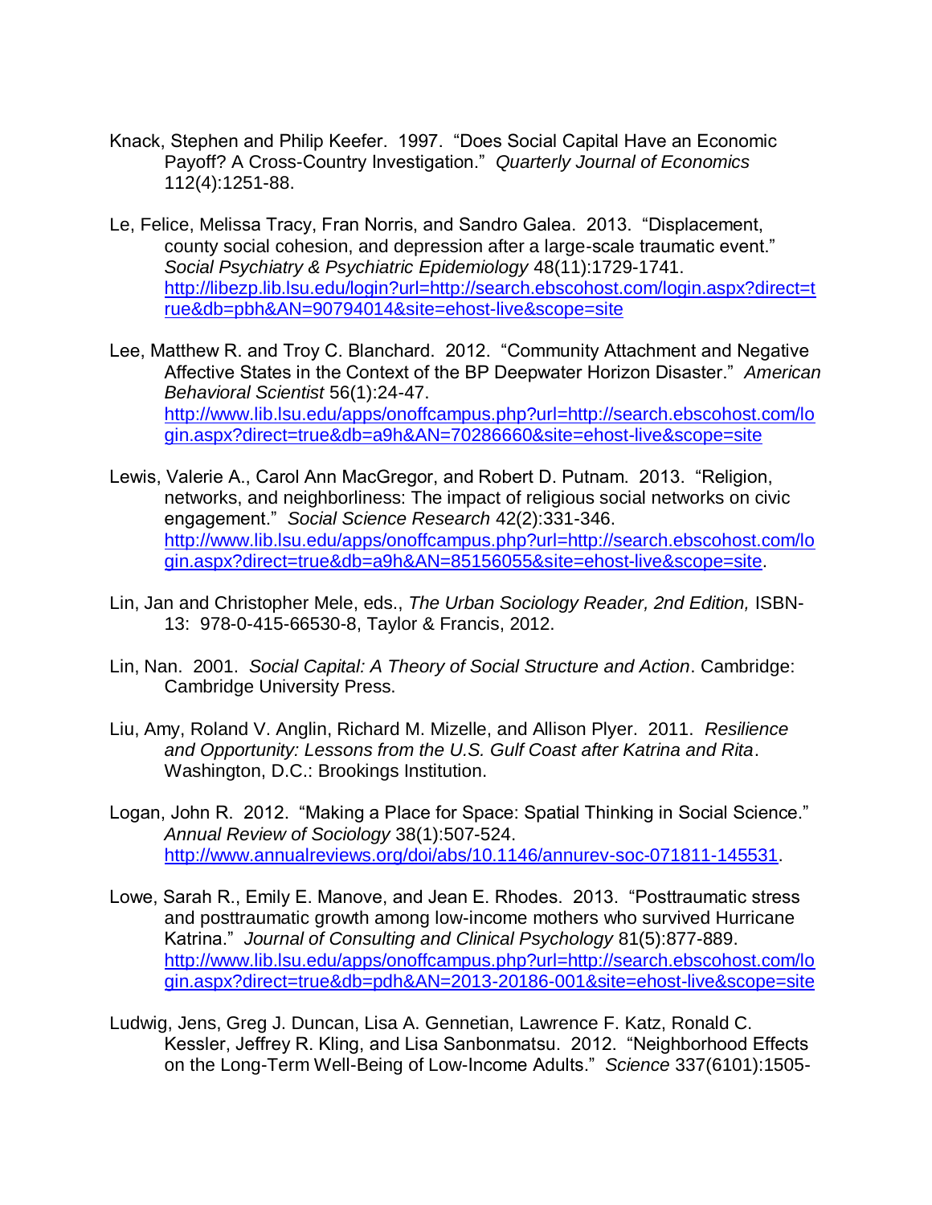Knack, Stephen and Philip Keefer. 1997. "Does Social Capital Have an Economic Payoff? A Cross-Country Investigation." *Quarterly Journal of Economics* 112(4):1251-88.

Le, Felice, Melissa Tracy, Fran Norris, and Sandro Galea. 2013. "Displacement, county social cohesion, and depression after a large-scale traumatic event." *Social Psychiatry & Psychiatric Epidemiology* 48(11):1729-1741. [http://libezp.lib.lsu.edu/login?url=http://search.ebscohost.com/login.aspx?direct=true&db=pbh&AN=90794014&site=ehost-live&scope=site](http://libezp.lib.lsu.edu/login?url=http://search.ebscohost.com/login.aspx?direct=true&db=pbh&AN=90794014&site=ehost-live&scope=site)

Lee, Matthew R. and Troy C. Blanchard. 2012. "Community Attachment and Negative Affective States in the Context of the BP Deepwater Horizon Disaster." *American Behavioral Scientist* 56(1):24-47. [http://www.lib.lsu.edu/apps/onoffcampus.php?url=http://search.ebscohost.com/login.aspx?direct=true&db=a9h&AN=70286660&site=ehost-live&scope=site](http://www.lib.lsu.edu/apps/onoffcampus.php?url=http://search.ebscohost.com/login.aspx?direct=true&db=a9h&AN=70286660&site=ehost-live&scope=site)

Lewis, Valerie A., Carol Ann MacGregor, and Robert D. Putnam. 2013. "Religion, networks, and neighborliness: The impact of religious social networks on civic engagement." *Social Science Research* 42(2):331-346. [http://www.lib.lsu.edu/apps/onoffcampus.php?url=http://search.ebscohost.com/login.aspx?direct=true&db=a9h&AN=85156055&site=ehost-live&scope=site](http://www.lib.lsu.edu/apps/onoffcampus.php?url=http://search.ebscohost.com/login.aspx?direct=true&db=a9h&AN=85156055&site=ehost-live&scope=site).

Lin, Jan and Christopher Mele, eds., *The Urban Sociology Reader, 2nd Edition,* ISBN-13: 978-0-415-66530-8, Taylor & Francis, 2012.

Lin, Nan. 2001. *Social Capital: A Theory of Social Structure and Action*. Cambridge: Cambridge University Press.

Liu, Amy, Roland V. Anglin, Richard M. Mizelle, and Allison Plyer. 2011. *Resilience and Opportunity: Lessons from the U.S. Gulf Coast after Katrina and Rita*. Washington, D.C.: Brookings Institution.

Logan, John R. 2012. "Making a Place for Space: Spatial Thinking in Social Science." *Annual Review of Sociology* 38(1):507-524. [http://www.annualreviews.org/doi/abs/10.1146/annurev-soc-071811-145531](http://www.annualreviews.org/doi/abs/10.1146/annurev-soc-071811-145531).

Lowe, Sarah R., Emily E. Manove, and Jean E. Rhodes. 2013. "Posttraumatic stress and posttraumatic growth among low-income mothers who survived Hurricane Katrina." *Journal of Consulting and Clinical Psychology* 81(5):877-889. [http://www.lib.lsu.edu/apps/onoffcampus.php?url=http://search.ebscohost.com/login.aspx?direct=true&db=pdh&AN=2013-20186-001&site=ehost-live&scope=site](http://www.lib.lsu.edu/apps/onoffcampus.php?url=http://search.ebscohost.com/login.aspx?direct=true&db=pdh&AN=2013-20186-001&site=ehost-live&scope=site)

Ludwig, Jens, Greg J. Duncan, Lisa A. Gennetian, Lawrence F. Katz, Ronald C. Kessler, Jeffrey R. Kling, and Lisa Sanbonmatsu. 2012. "Neighborhood Effects on the Long-Term Well-Being of Low-Income Adults." *Science* 337(6101):1505-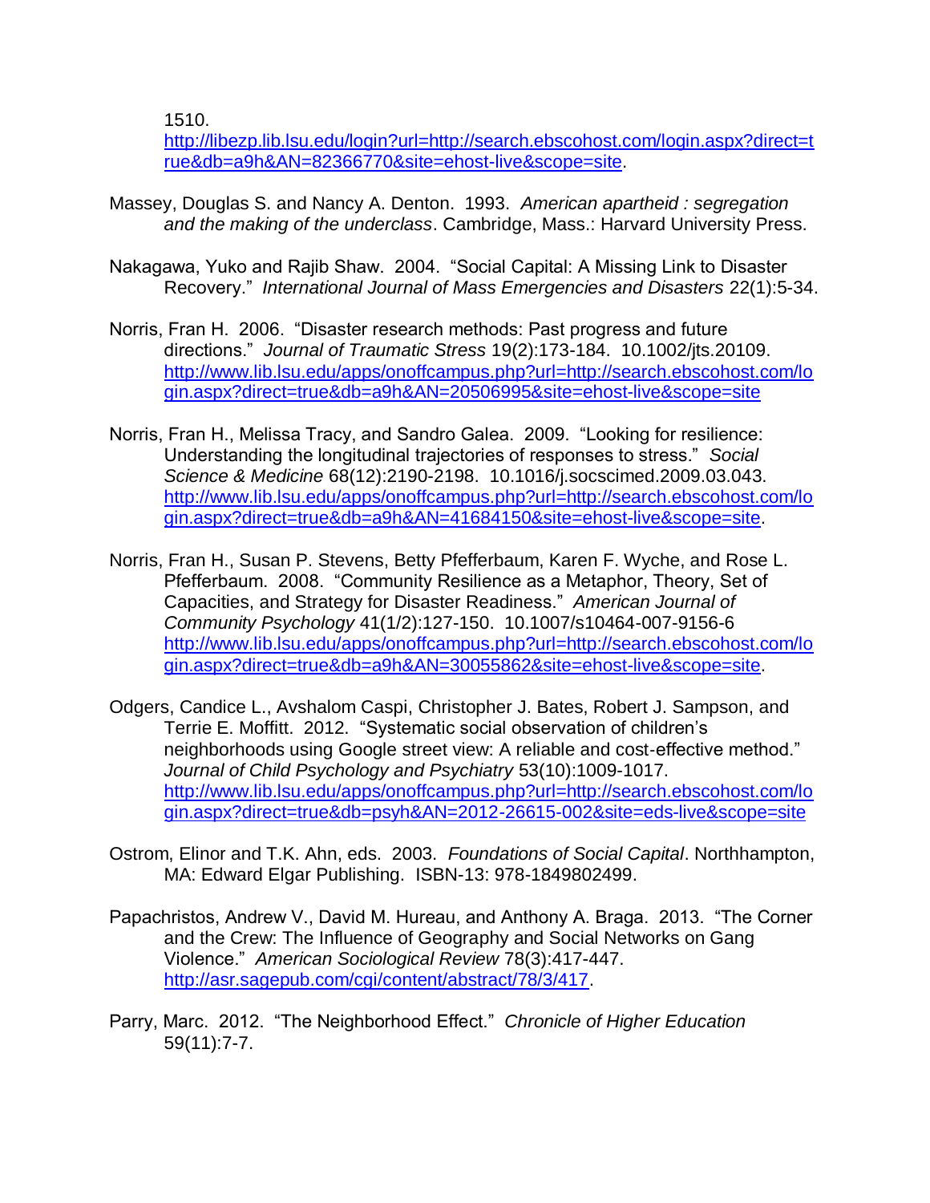1510. http://libezp.lib.lsu.edu/login?url=http://search.ebscohost.com/login.aspx?direct=true&db=a9h&AN=82366770&site=ehost-live&scope=site.

Massey, Douglas S. and Nancy A. Denton. 1993. *American apartheid : segregation and the making of the underclass*. Cambridge, Mass.: Harvard University Press.

Nakagawa, Yuko and Rajib Shaw. 2004. "Social Capital: A Missing Link to Disaster Recovery." *International Journal of Mass Emergencies and Disasters* 22(1):5-34.

Norris, Fran H. 2006. "Disaster research methods: Past progress and future directions." *Journal of Traumatic Stress* 19(2):173-184. 10.1002/jts.20109. http://www.lib.lsu.edu/apps/onoffcampus.php?url=http://search.ebscohost.com/login.aspx?direct=true&db=a9h&AN=20506995&site=ehost-live&scope=site

Norris, Fran H., Melissa Tracy, and Sandro Galea. 2009. "Looking for resilience: Understanding the longitudinal trajectories of responses to stress." *Social Science & Medicine* 68(12):2190-2198. 10.1016/j.socscimed.2009.03.043. http://www.lib.lsu.edu/apps/onoffcampus.php?url=http://search.ebscohost.com/login.aspx?direct=true&db=a9h&AN=41684150&site=ehost-live&scope=site.

Norris, Fran H., Susan P. Stevens, Betty Pfefferbaum, Karen F. Wyche, and Rose L. Pfefferbaum. 2008. "Community Resilience as a Metaphor, Theory, Set of Capacities, and Strategy for Disaster Readiness." *American Journal of Community Psychology* 41(1/2):127-150. 10.1007/s10464-007-9156-6 http://www.lib.lsu.edu/apps/onoffcampus.php?url=http://search.ebscohost.com/login.aspx?direct=true&db=a9h&AN=30055862&site=ehost-live&scope=site.

Odgers, Candice L., Avshalom Caspi, Christopher J. Bates, Robert J. Sampson, and Terrie E. Moffitt. 2012. "Systematic social observation of children's neighborhoods using Google street view: A reliable and cost-effective method." *Journal of Child Psychology and Psychiatry* 53(10):1009-1017. http://www.lib.lsu.edu/apps/onoffcampus.php?url=http://search.ebscohost.com/login.aspx?direct=true&db=psyh&AN=2012-26615-002&site=eds-live&scope=site

Ostrom, Elinor and T.K. Ahn, eds. 2003. *Foundations of Social Capital*. Northhampton, MA: Edward Elgar Publishing. ISBN-13: 978-1849802499.

Papachristos, Andrew V., David M. Hureau, and Anthony A. Braga. 2013. "The Corner and the Crew: The Influence of Geography and Social Networks on Gang Violence." *American Sociological Review* 78(3):417-447. http://asr.sagepub.com/cgi/content/abstract/78/3/417.

Parry, Marc. 2012. "The Neighborhood Effect." *Chronicle of Higher Education* 59(11):7-7.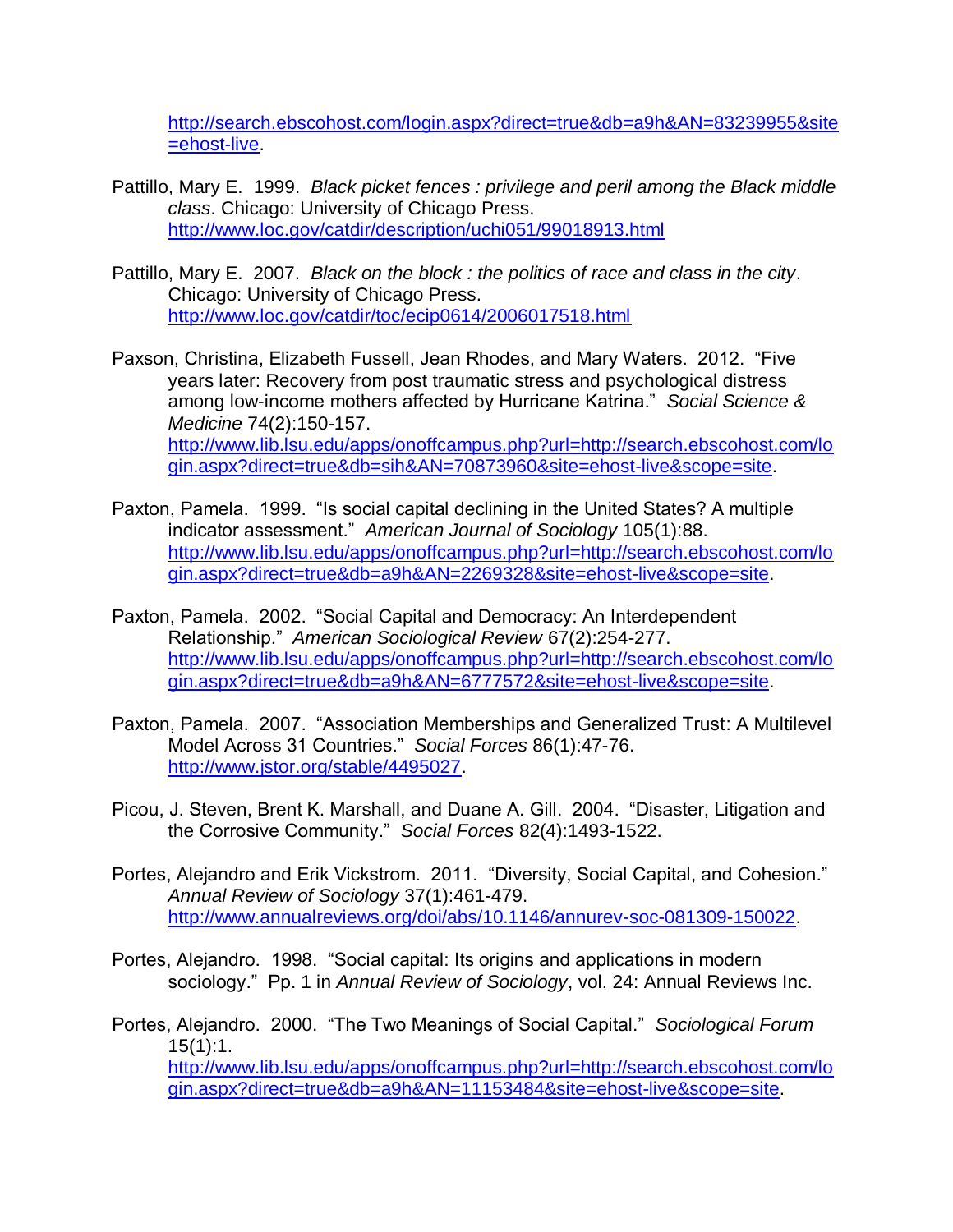http://search.ebscohost.com/login.aspx?direct=true&db=a9h&AN=83239955&site=ehost-live.

Pattillo, Mary E. 1999. *Black picket fences : privilege and peril among the Black middle class*. Chicago: University of Chicago Press. http://www.loc.gov/catdir/description/uchi051/99018913.html

Pattillo, Mary E. 2007. *Black on the block : the politics of race and class in the city*. Chicago: University of Chicago Press. http://www.loc.gov/catdir/toc/ecip0614/2006017518.html

Paxson, Christina, Elizabeth Fussell, Jean Rhodes, and Mary Waters. 2012. "Five years later: Recovery from post traumatic stress and psychological distress among low-income mothers affected by Hurricane Katrina." *Social Science & Medicine* 74(2):150-157. http://www.lib.lsu.edu/apps/onoffcampus.php?url=http://search.ebscohost.com/login.aspx?direct=true&db=sih&AN=70873960&site=ehost-live&scope=site.

Paxton, Pamela. 1999. "Is social capital declining in the United States? A multiple indicator assessment." *American Journal of Sociology* 105(1):88. http://www.lib.lsu.edu/apps/onoffcampus.php?url=http://search.ebscohost.com/login.aspx?direct=true&db=a9h&AN=2269328&site=ehost-live&scope=site.

Paxton, Pamela. 2002. "Social Capital and Democracy: An Interdependent Relationship." *American Sociological Review* 67(2):254-277. http://www.lib.lsu.edu/apps/onoffcampus.php?url=http://search.ebscohost.com/login.aspx?direct=true&db=a9h&AN=6777572&site=ehost-live&scope=site.

Paxton, Pamela. 2007. "Association Memberships and Generalized Trust: A Multilevel Model Across 31 Countries." *Social Forces* 86(1):47-76. http://www.jstor.org/stable/4495027.

Picou, J. Steven, Brent K. Marshall, and Duane A. Gill. 2004. "Disaster, Litigation and the Corrosive Community." *Social Forces* 82(4):1493-1522.

Portes, Alejandro and Erik Vickstrom. 2011. "Diversity, Social Capital, and Cohesion." *Annual Review of Sociology* 37(1):461-479. http://www.annualreviews.org/doi/abs/10.1146/annurev-soc-081309-150022.

Portes, Alejandro. 1998. "Social capital: Its origins and applications in modern sociology." Pp. 1 in *Annual Review of Sociology*, vol. 24: Annual Reviews Inc.

Portes, Alejandro. 2000. "The Two Meanings of Social Capital." *Sociological Forum* 15(1):1. http://www.lib.lsu.edu/apps/onoffcampus.php?url=http://search.ebscohost.com/login.aspx?direct=true&db=a9h&AN=11153484&site=ehost-live&scope=site.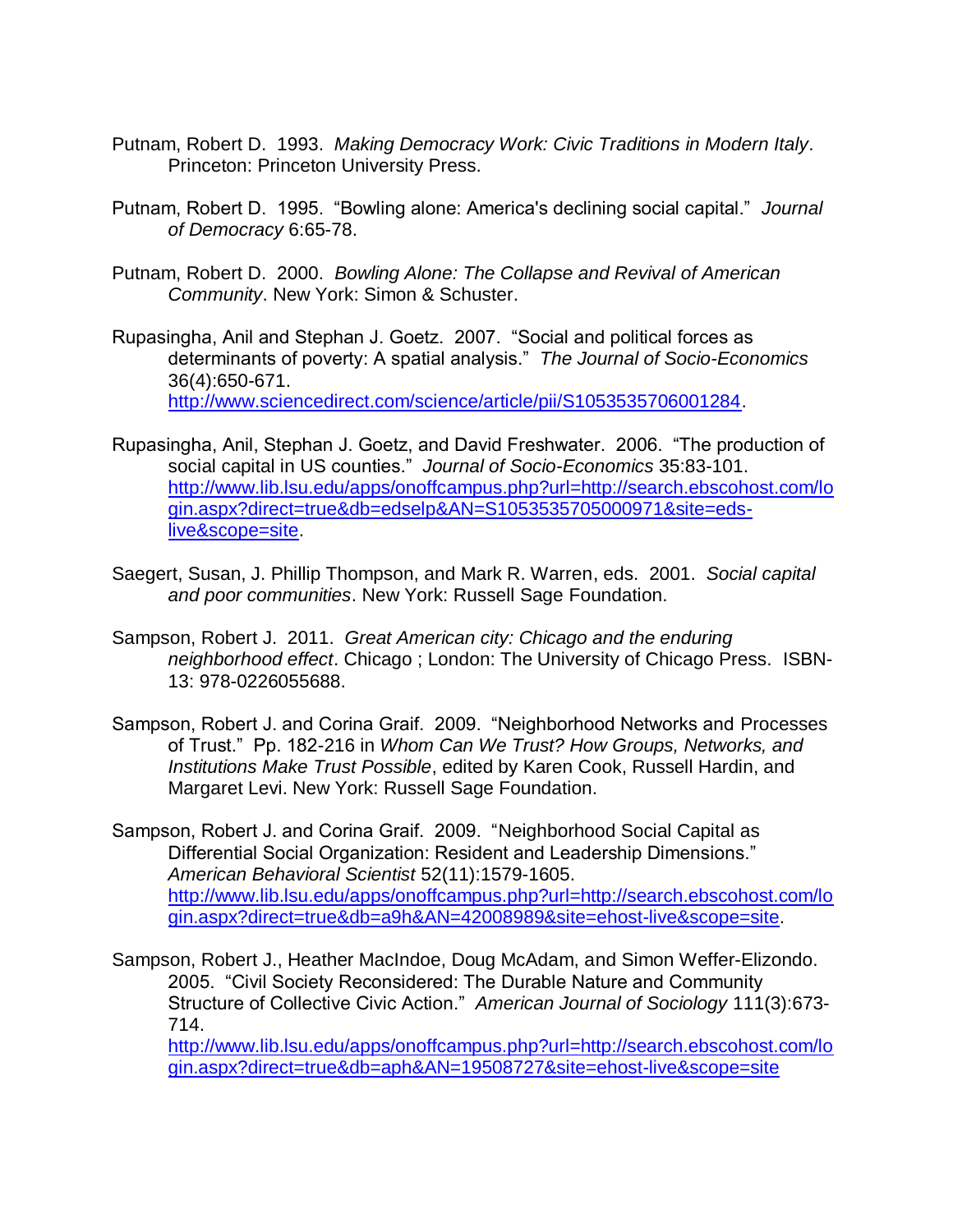Putnam, Robert D. 1993. *Making Democracy Work: Civic Traditions in Modern Italy*. Princeton: Princeton University Press.

Putnam, Robert D. 1995. “Bowling alone: America's declining social capital.” *Journal of Democracy* 6:65-78.

Putnam, Robert D. 2000. *Bowling Alone: The Collapse and Revival of American Community*. New York: Simon & Schuster.

Rupasingha, Anil and Stephan J. Goetz. 2007. “Social and political forces as determinants of poverty: A spatial analysis.” *The Journal of Socio-Economics* 36(4):650-671. [http://www.sciencedirect.com/science/article/pii/S1053535706001284](http://www.sciencedirect.com/science/article/pii/S1053535706001284).

Rupasingha, Anil, Stephan J. Goetz, and David Freshwater. 2006. “The production of social capital in US counties.” *Journal of Socio-Economics* 35:83-101. [http://www.lib.lsu.edu/apps/onoffcampus.php?url=http://search.ebscohost.com/login.aspx?direct=true&db=edselp&AN=S1053535705000971&site=eds-live&scope=site](http://www.lib.lsu.edu/apps/onoffcampus.php?url=http://search.ebscohost.com/login.aspx?direct=true&db=edselp&AN=S1053535705000971&site=eds-live&scope=site).

Saegert, Susan, J. Phillip Thompson, and Mark R. Warren, eds. 2001. *Social capital and poor communities*. New York: Russell Sage Foundation.

Sampson, Robert J. 2011. *Great American city: Chicago and the enduring neighborhood effect*. Chicago ; London: The University of Chicago Press. ISBN-13: 978-0226055688.

Sampson, Robert J. and Corina Graif. 2009. “Neighborhood Networks and Processes of Trust.” Pp. 182-216 in *Whom Can We Trust? How Groups, Networks, and Institutions Make Trust Possible*, edited by Karen Cook, Russell Hardin, and Margaret Levi. New York: Russell Sage Foundation.

Sampson, Robert J. and Corina Graif. 2009. “Neighborhood Social Capital as Differential Social Organization: Resident and Leadership Dimensions.” *American Behavioral Scientist* 52(11):1579-1605. [http://www.lib.lsu.edu/apps/onoffcampus.php?url=http://search.ebscohost.com/login.aspx?direct=true&db=a9h&AN=42008989&site=ehost-live&scope=site](http://www.lib.lsu.edu/apps/onoffcampus.php?url=http://search.ebscohost.com/login.aspx?direct=true&db=a9h&AN=42008989&site=ehost-live&scope=site).

Sampson, Robert J., Heather MacIndoe, Doug McAdam, and Simon Weffer-Elizondo. 2005. “Civil Society Reconsidered: The Durable Nature and Community Structure of Collective Civic Action.” *American Journal of Sociology* 111(3):673-714. [http://www.lib.lsu.edu/apps/onoffcampus.php?url=http://search.ebscohost.com/login.aspx?direct=true&db=aph&AN=19508727&site=ehost-live&scope=site](http://www.lib.lsu.edu/apps/onoffcampus.php?url=http://search.ebscohost.com/login.aspx?direct=true&db=aph&AN=19508727&site=ehost-live&scope=site)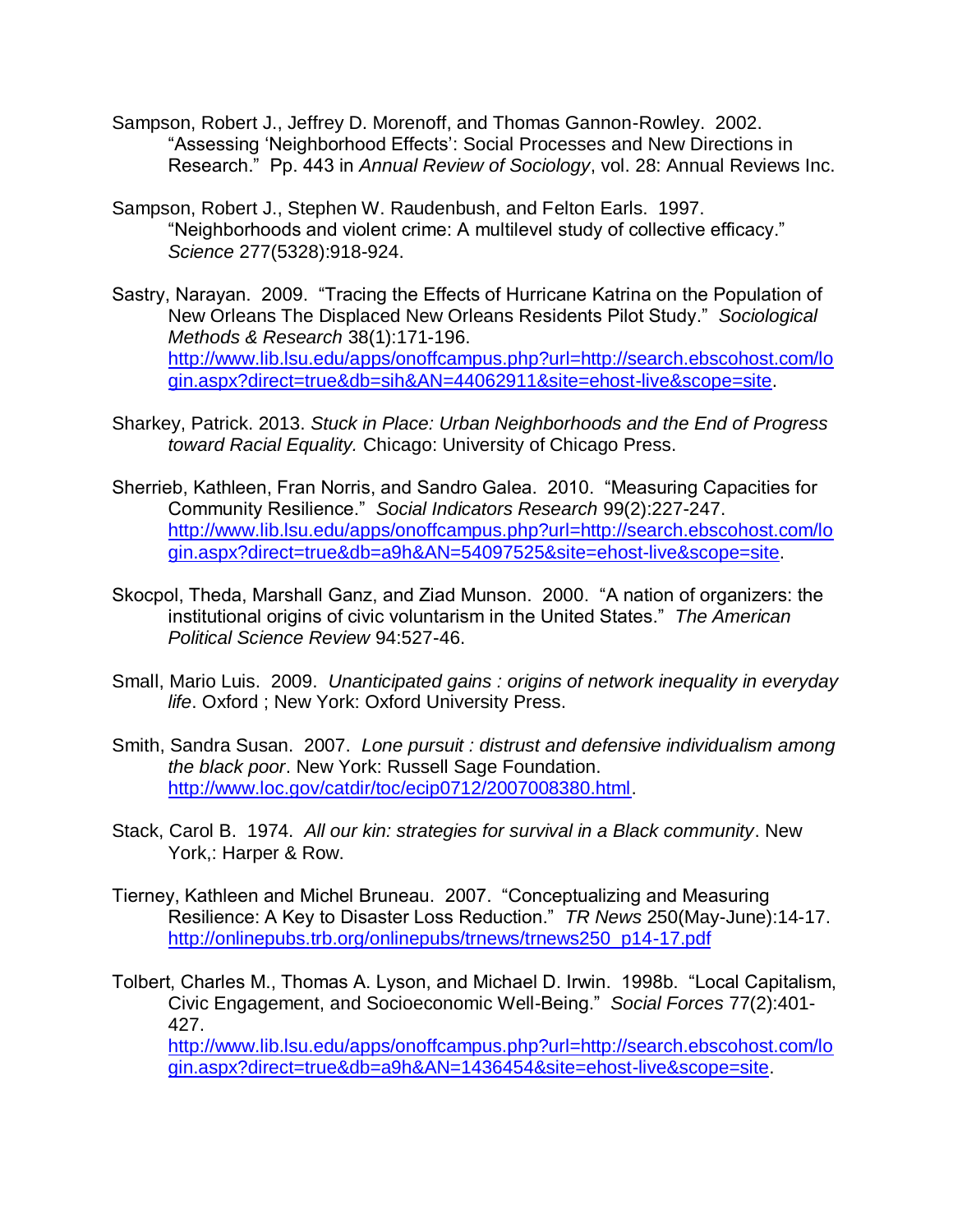Sampson, Robert J., Jeffrey D. Morenoff, and Thomas Gannon-Rowley. 2002. "Assessing 'Neighborhood Effects': Social Processes and New Directions in Research." Pp. 443 in *Annual Review of Sociology*, vol. 28: Annual Reviews Inc.

Sampson, Robert J., Stephen W. Raudenbush, and Felton Earls. 1997. "Neighborhoods and violent crime: A multilevel study of collective efficacy." *Science* 277(5328):918-924.

Sastry, Narayan. 2009. "Tracing the Effects of Hurricane Katrina on the Population of New Orleans The Displaced New Orleans Residents Pilot Study." *Sociological Methods & Research* 38(1):171-196. http://www.lib.lsu.edu/apps/onoffcampus.php?url=http://search.ebscohost.com/login.aspx?direct=true&db=sih&AN=44062911&site=ehost-live&scope=site.

Sharkey, Patrick. 2013. *Stuck in Place: Urban Neighborhoods and the End of Progress toward Racial Equality.* Chicago: University of Chicago Press.

Sherrieb, Kathleen, Fran Norris, and Sandro Galea. 2010. "Measuring Capacities for Community Resilience." *Social Indicators Research* 99(2):227-247. http://www.lib.lsu.edu/apps/onoffcampus.php?url=http://search.ebscohost.com/login.aspx?direct=true&db=a9h&AN=54097525&site=ehost-live&scope=site.

Skocpol, Theda, Marshall Ganz, and Ziad Munson. 2000. "A nation of organizers: the institutional origins of civic voluntarism in the United States." *The American Political Science Review* 94:527-46.

Small, Mario Luis. 2009. *Unanticipated gains : origins of network inequality in everyday life*. Oxford ; New York: Oxford University Press.

Smith, Sandra Susan. 2007. *Lone pursuit : distrust and defensive individualism among the black poor*. New York: Russell Sage Foundation. http://www.loc.gov/catdir/toc/ecip0712/2007008380.html.

Stack, Carol B. 1974. *All our kin: strategies for survival in a Black community*. New York,: Harper & Row.

Tierney, Kathleen and Michel Bruneau. 2007. "Conceptualizing and Measuring Resilience: A Key to Disaster Loss Reduction." *TR News* 250(May-June):14-17. http://onlinepubs.trb.org/onlinepubs/trnews/trnews250_p14-17.pdf

Tolbert, Charles M., Thomas A. Lyson, and Michael D. Irwin. 1998b. "Local Capitalism, Civic Engagement, and Socioeconomic Well-Being." *Social Forces* 77(2):401-427. http://www.lib.lsu.edu/apps/onoffcampus.php?url=http://search.ebscohost.com/login.aspx?direct=true&db=a9h&AN=1436454&site=ehost-live&scope=site.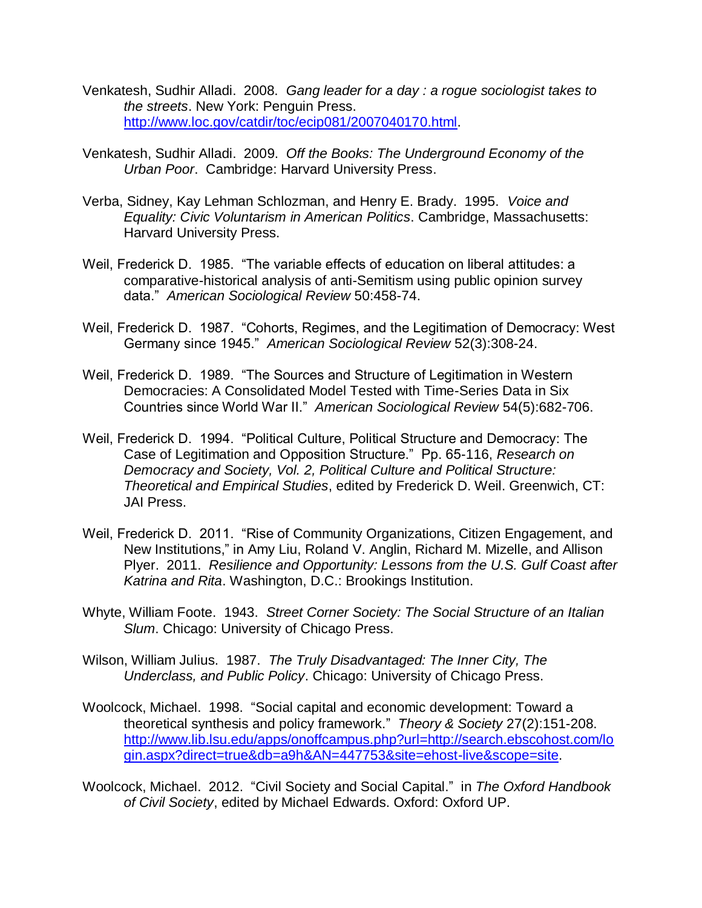Venkatesh, Sudhir Alladi. 2008. *Gang leader for a day : a rogue sociologist takes to the streets*. New York: Penguin Press. http://www.loc.gov/catdir/toc/ecip081/2007040170.html.

Venkatesh, Sudhir Alladi. 2009. *Off the Books: The Underground Economy of the Urban Poor*. Cambridge: Harvard University Press.

Verba, Sidney, Kay Lehman Schlozman, and Henry E. Brady. 1995. *Voice and Equality: Civic Voluntarism in American Politics*. Cambridge, Massachusetts: Harvard University Press.

Weil, Frederick D. 1985. "The variable effects of education on liberal attitudes: a comparative-historical analysis of anti-Semitism using public opinion survey data." *American Sociological Review* 50:458-74.

Weil, Frederick D. 1987. "Cohorts, Regimes, and the Legitimation of Democracy: West Germany since 1945." *American Sociological Review* 52(3):308-24.

Weil, Frederick D. 1989. "The Sources and Structure of Legitimation in Western Democracies: A Consolidated Model Tested with Time-Series Data in Six Countries since World War II." *American Sociological Review* 54(5):682-706.

Weil, Frederick D. 1994. "Political Culture, Political Structure and Democracy: The Case of Legitimation and Opposition Structure." Pp. 65-116, *Research on Democracy and Society, Vol. 2, Political Culture and Political Structure: Theoretical and Empirical Studies*, edited by Frederick D. Weil. Greenwich, CT: JAI Press.

Weil, Frederick D. 2011. "Rise of Community Organizations, Citizen Engagement, and New Institutions," in Amy Liu, Roland V. Anglin, Richard M. Mizelle, and Allison Plyer. 2011. *Resilience and Opportunity: Lessons from the U.S. Gulf Coast after Katrina and Rita*. Washington, D.C.: Brookings Institution.

Whyte, William Foote. 1943. *Street Corner Society: The Social Structure of an Italian Slum*. Chicago: University of Chicago Press.

Wilson, William Julius. 1987. *The Truly Disadvantaged: The Inner City, The Underclass, and Public Policy*. Chicago: University of Chicago Press.

Woolcock, Michael. 1998. "Social capital and economic development: Toward a theoretical synthesis and policy framework." *Theory & Society* 27(2):151-208. http://www.lib.lsu.edu/apps/onoffcampus.php?url=http://search.ebscohost.com/login.aspx?direct=true&db=a9h&AN=447753&site=ehost-live&scope=site.

Woolcock, Michael. 2012. "Civil Society and Social Capital." in *The Oxford Handbook of Civil Society*, edited by Michael Edwards. Oxford: Oxford UP.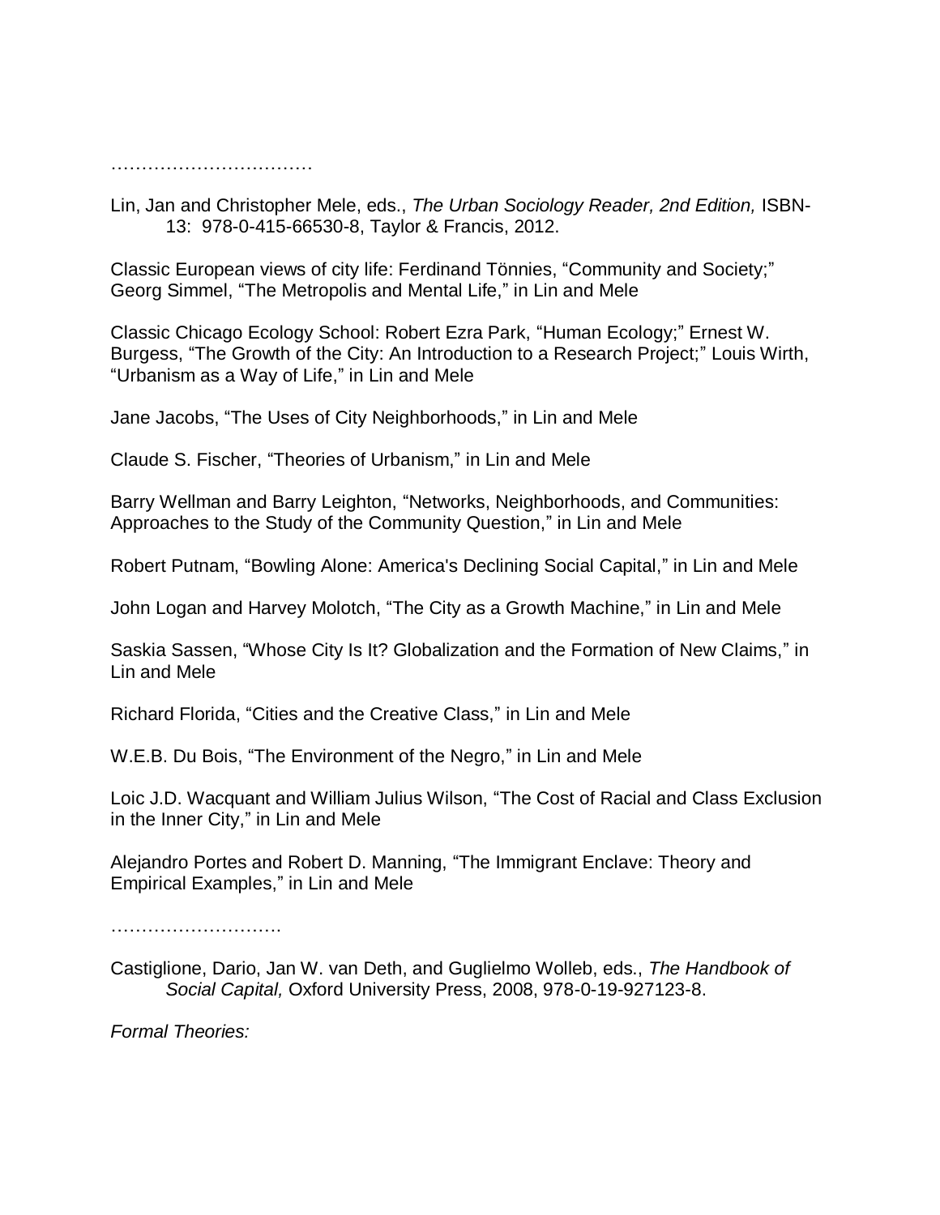……………………………

Lin, Jan and Christopher Mele, eds., *The Urban Sociology Reader, 2nd Edition,* ISBN-13: 978-0-415-66530-8, Taylor & Francis, 2012.

Classic European views of city life: Ferdinand Tönnies, “Community and Society;” Georg Simmel, “The Metropolis and Mental Life,” in Lin and Mele

Classic Chicago Ecology School: Robert Ezra Park, “Human Ecology;” Ernest W. Burgess, “The Growth of the City: An Introduction to a Research Project;” Louis Wirth, “Urbanism as a Way of Life,” in Lin and Mele

Jane Jacobs, “The Uses of City Neighborhoods,” in Lin and Mele

Claude S. Fischer, “Theories of Urbanism,” in Lin and Mele

Barry Wellman and Barry Leighton, “Networks, Neighborhoods, and Communities: Approaches to the Study of the Community Question,” in Lin and Mele

Robert Putnam, “Bowling Alone: America's Declining Social Capital,” in Lin and Mele

John Logan and Harvey Molotch, “The City as a Growth Machine,” in Lin and Mele

Saskia Sassen, “Whose City Is It? Globalization and the Formation of New Claims,” in Lin and Mele

Richard Florida, “Cities and the Creative Class,” in Lin and Mele

W.E.B. Du Bois, “The Environment of the Negro,” in Lin and Mele

Loic J.D. Wacquant and William Julius Wilson, “The Cost of Racial and Class Exclusion in the Inner City,” in Lin and Mele

Alejandro Portes and Robert D. Manning, “The Immigrant Enclave: Theory and Empirical Examples,” in Lin and Mele

……………………….

Castiglione, Dario, Jan W. van Deth, and Guglielmo Wolleb, eds., *The Handbook of Social Capital,* Oxford University Press, 2008, 978-0-19-927123-8.

*Formal Theories:*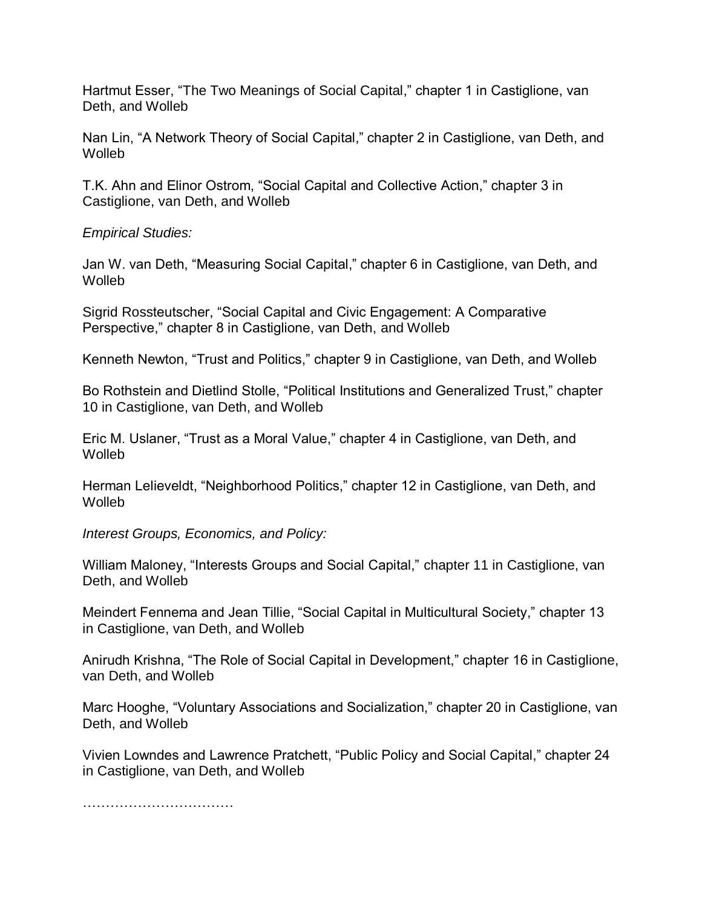Hartmut Esser, “The Two Meanings of Social Capital,” chapter 1 in Castiglione, van Deth, and Wolleb

Nan Lin, “A Network Theory of Social Capital,” chapter 2 in Castiglione, van Deth, and Wolleb

T.K. Ahn and Elinor Ostrom, “Social Capital and Collective Action,” chapter 3 in Castiglione, van Deth, and Wolleb

*Empirical Studies:*

Jan W. van Deth, “Measuring Social Capital,” chapter 6 in Castiglione, van Deth, and Wolleb

Sigrid Rossteutscher, “Social Capital and Civic Engagement: A Comparative Perspective,” chapter 8 in Castiglione, van Deth, and Wolleb

Kenneth Newton, “Trust and Politics,” chapter 9 in Castiglione, van Deth, and Wolleb

Bo Rothstein and Dietlind Stolle, “Political Institutions and Generalized Trust,” chapter 10 in Castiglione, van Deth, and Wolleb

Eric M. Uslaner, “Trust as a Moral Value,” chapter 4 in Castiglione, van Deth, and Wolleb

Herman Lelieveldt, “Neighborhood Politics,” chapter 12 in Castiglione, van Deth, and Wolleb

*Interest Groups, Economics, and Policy:*

William Maloney, “Interests Groups and Social Capital,” chapter 11 in Castiglione, van Deth, and Wolleb

Meindert Fennema and Jean Tillie, “Social Capital in Multicultural Society,” chapter 13 in Castiglione, van Deth, and Wolleb

Anirudh Krishna, “The Role of Social Capital in Development,” chapter 16 in Castiglione, van Deth, and Wolleb

Marc Hooghe, “Voluntary Associations and Socialization,” chapter 20 in Castiglione, van Deth, and Wolleb

Vivien Lowndes and Lawrence Pratchett, “Public Policy and Social Capital,” chapter 24 in Castiglione, van Deth, and Wolleb

……………………………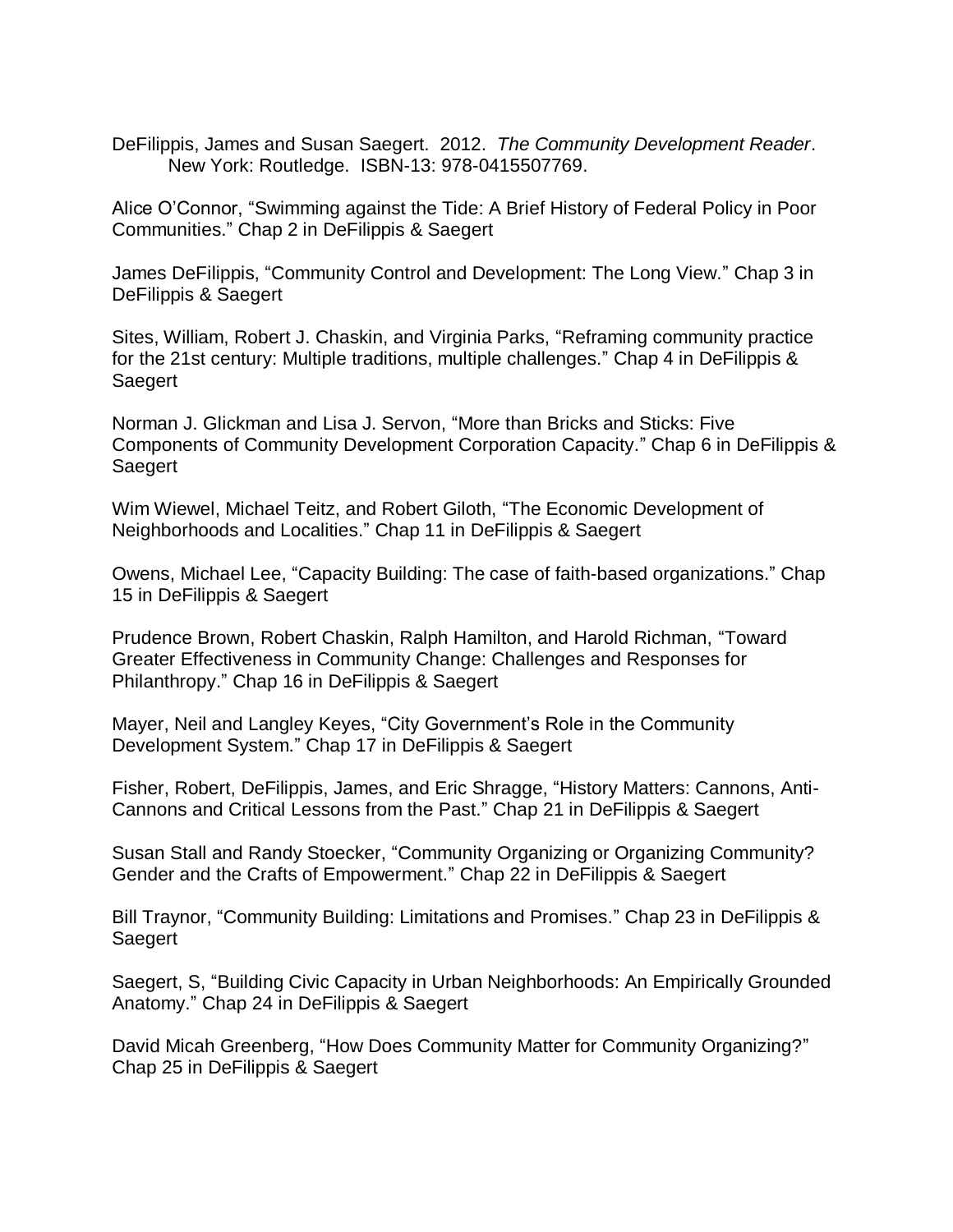DeFilippis, James and Susan Saegert. 2012. *The Community Development Reader*. New York: Routledge. ISBN-13: 978-0415507769.

Alice O'Connor, "Swimming against the Tide: A Brief History of Federal Policy in Poor Communities." Chap 2 in DeFilippis & Saegert

James DeFilippis, "Community Control and Development: The Long View." Chap 3 in DeFilippis & Saegert

Sites, William, Robert J. Chaskin, and Virginia Parks, "Reframing community practice for the 21st century: Multiple traditions, multiple challenges." Chap 4 in DeFilippis & Saegert

Norman J. Glickman and Lisa J. Servon, "More than Bricks and Sticks: Five Components of Community Development Corporation Capacity." Chap 6 in DeFilippis & Saegert

Wim Wiewel, Michael Teitz, and Robert Giloth, "The Economic Development of Neighborhoods and Localities." Chap 11 in DeFilippis & Saegert

Owens, Michael Lee, "Capacity Building: The case of faith-based organizations." Chap 15 in DeFilippis & Saegert

Prudence Brown, Robert Chaskin, Ralph Hamilton, and Harold Richman, "Toward Greater Effectiveness in Community Change: Challenges and Responses for Philanthropy." Chap 16 in DeFilippis & Saegert

Mayer, Neil and Langley Keyes, "City Government's Role in the Community Development System." Chap 17 in DeFilippis & Saegert

Fisher, Robert, DeFilippis, James, and Eric Shragge, "History Matters: Cannons, Anti-Cannons and Critical Lessons from the Past." Chap 21 in DeFilippis & Saegert

Susan Stall and Randy Stoecker, "Community Organizing or Organizing Community? Gender and the Crafts of Empowerment." Chap 22 in DeFilippis & Saegert

Bill Traynor, "Community Building: Limitations and Promises." Chap 23 in DeFilippis & Saegert

Saegert, S, "Building Civic Capacity in Urban Neighborhoods: An Empirically Grounded Anatomy." Chap 24 in DeFilippis & Saegert

David Micah Greenberg, "How Does Community Matter for Community Organizing?" Chap 25 in DeFilippis & Saegert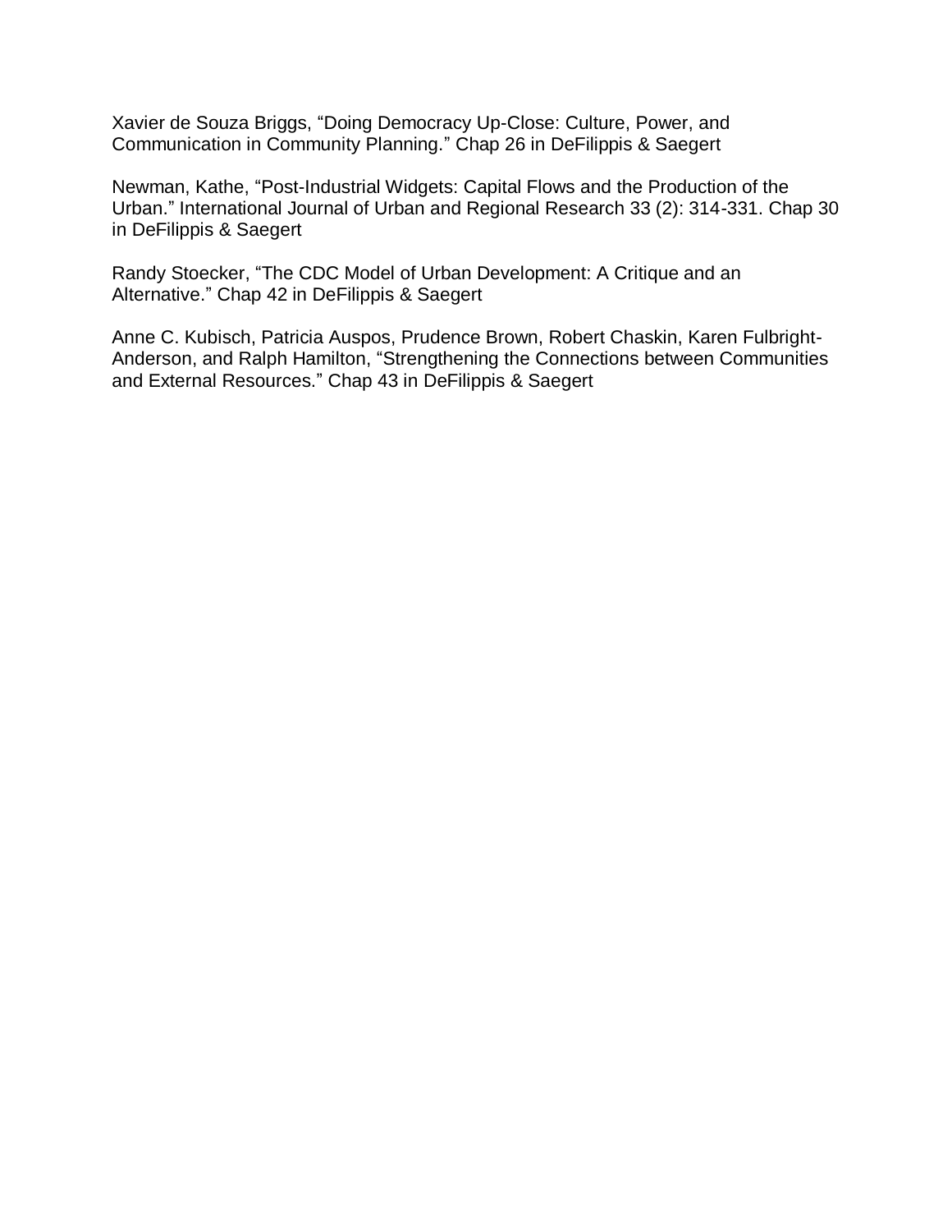Xavier de Souza Briggs, “Doing Democracy Up-Close: Culture, Power, and Communication in Community Planning.” Chap 26 in DeFilippis & Saegert

Newman, Kathe, “Post-Industrial Widgets: Capital Flows and the Production of the Urban.” International Journal of Urban and Regional Research 33 (2): 314-331. Chap 30 in DeFilippis & Saegert

Randy Stoecker, “The CDC Model of Urban Development: A Critique and an Alternative.” Chap 42 in DeFilippis & Saegert

Anne C. Kubisch, Patricia Auspos, Prudence Brown, Robert Chaskin, Karen Fulbright-Anderson, and Ralph Hamilton, “Strengthening the Connections between Communities and External Resources.” Chap 43 in DeFilippis & Saegert